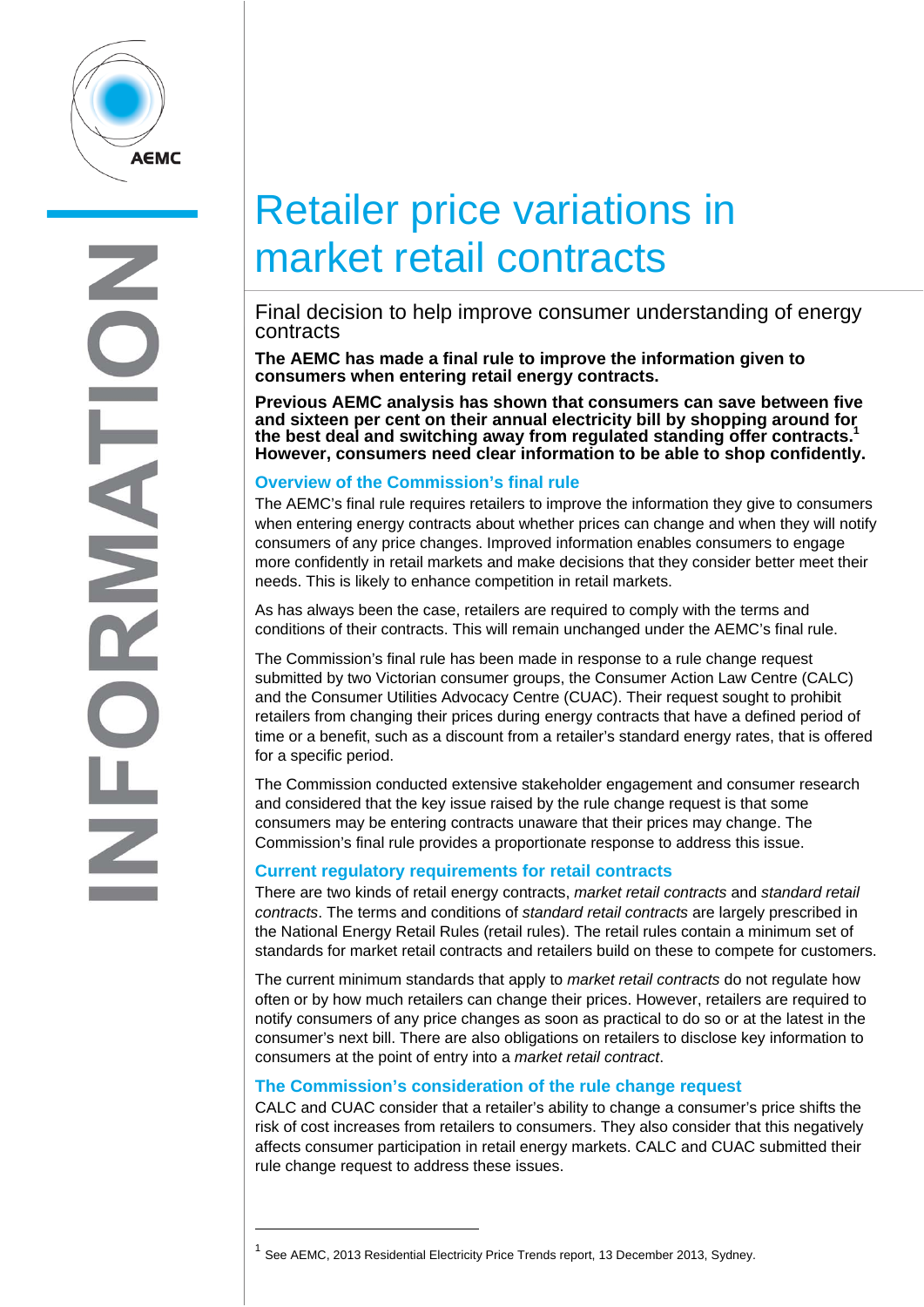# Retailer price variations in market retail contracts

## Final decision to help improve consumer understanding of energy contracts

**The AEMC has made a final rule to improve the information given to consumers when entering retail energy contracts.**

**Previous AEMC analysis has shown that consumers can save between five and sixteen per cent on their annual electricity bill by shopping around for the best deal and switching away from regulated standing offer contracts.[1] However, consumers need clear information to be able to shop confidently.**

### Overview of the Commission's final rule

The AEMC's final rule requires retailers to improve the information they give to consumers when entering energy contracts about whether prices can change and when they will notify consumers of any price changes. Improved information enables consumers to engage more confidently in retail markets and make decisions that they consider better meet their needs. This is likely to enhance competition in retail markets.

As has always been the case, retailers are required to comply with the terms and conditions of their contracts. This will remain unchanged under the AEMC's final rule.

The Commission's final rule has been made in response to a rule change request submitted by two Victorian consumer groups, the Consumer Action Law Centre (CALC) and the Consumer Utilities Advocacy Centre (CUAC). Their request sought to prohibit retailers from changing their prices during energy contracts that have a defined period of time or a benefit, such as a discount from a retailer's standard energy rates, that is offered for a specific period.

The Commission conducted extensive stakeholder engagement and consumer research and considered that the key issue raised by the rule change request is that some consumers may be entering contracts unaware that their prices may change. The Commission's final rule provides a proportionate response to address this issue.

### Current regulatory requirements for retail contracts

There are two kinds of retail energy contracts, *market retail contracts* and *standard retail contracts*. The terms and conditions of *standard retail contracts* are largely prescribed in the National Energy Retail Rules (retail rules). The retail rules contain a minimum set of standards for market retail contracts and retailers build on these to compete for customers.

The current minimum standards that apply to *market retail contracts* do not regulate how often or by how much retailers can change their prices. However, retailers are required to notify consumers of any price changes as soon as practical to do so or at the latest in the consumer's next bill. There are also obligations on retailers to disclose key information to consumers at the point of entry into a *market retail contract*.

### The Commission's consideration of the rule change request

CALC and CUAC consider that a retailer's ability to change a consumer's price shifts the risk of cost increases from retailers to consumers. They also consider that this negatively affects consumer participation in retail energy markets. CALC and CUAC submitted their rule change request to address these issues.

---

[1] See AEMC, 2013 Residential Electricity Price Trends report, 13 December 2013, Sydney.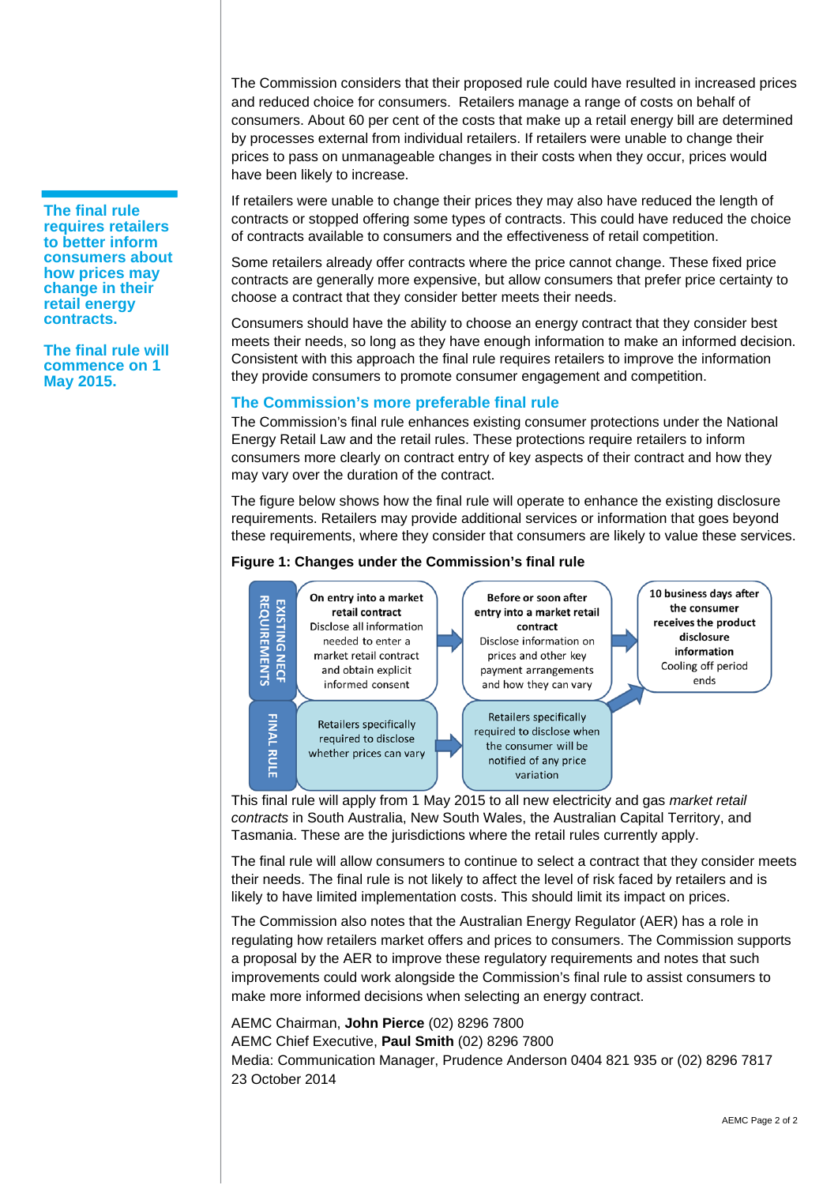The Commission considers that their proposed rule could have resulted in increased prices and reduced choice for consumers. Retailers manage a range of costs on behalf of consumers. About 60 per cent of the costs that make up a retail energy bill are determined by processes external from individual retailers. If retailers were unable to change their prices to pass on unmanageable changes in their costs when they occur, prices would have been likely to increase.

**The final rule requires retailers to better inform consumers about how prices may change in their retail energy contracts.**

**The final rule will commence on 1 May 2015.**

If retailers were unable to change their prices they may also have reduced the length of contracts or stopped offering some types of contracts. This could have reduced the choice of contracts available to consumers and the effectiveness of retail competition.

Some retailers already offer contracts where the price cannot change. These fixed price contracts are generally more expensive, but allow consumers that prefer price certainty to choose a contract that they consider better meets their needs.

Consumers should have the ability to choose an energy contract that they consider best meets their needs, so long as they have enough information to make an informed decision. Consistent with this approach the final rule requires retailers to improve the information they provide consumers to promote consumer engagement and competition.

## The Commission's more preferable final rule

The Commission's final rule enhances existing consumer protections under the National Energy Retail Law and the retail rules. These protections require retailers to inform consumers more clearly on contract entry of key aspects of their contract and how they may vary over the duration of the contract.

The figure below shows how the final rule will operate to enhance the existing disclosure requirements. Retailers may provide additional services or information that goes beyond these requirements, where they consider that consumers are likely to value these services.

**Figure 1: Changes under the Commission's final rule**

EXISTING NECF REQUIREMENTS

**On entry into a market retail contract**
Disclose all information needed to enter a market retail contract and obtain explicit informed consent

**Before or soon after entry into a market retail contract**
Disclose information on prices and other key payment arrangements and how they can vary

**10 business days after the consumer receives the product disclosure information**
Cooling off period ends

FINAL RULE

Retailers specifically required to disclose whether prices can vary

Retailers specifically required to disclose when the consumer will be notified of any price variation

This final rule will apply from 1 May 2015 to all new electricity and gas *market retail contracts* in South Australia, New South Wales, the Australian Capital Territory, and Tasmania. These are the jurisdictions where the retail rules currently apply.

The final rule will allow consumers to continue to select a contract that they consider meets their needs. The final rule is not likely to affect the level of risk faced by retailers and is likely to have limited implementation costs. This should limit its impact on prices.

The Commission also notes that the Australian Energy Regulator (AER) has a role in regulating how retailers market offers and prices to consumers. The Commission supports a proposal by the AER to improve these regulatory requirements and notes that such improvements could work alongside the Commission's final rule to assist consumers to make more informed decisions when selecting an energy contract.

AEMC Chairman, **John Pierce** (02) 8296 7800
AEMC Chief Executive, **Paul Smith** (02) 8296 7800
Media: Communication Manager, Prudence Anderson 0404 821 935 or (02) 8296 7817
23 October 2014